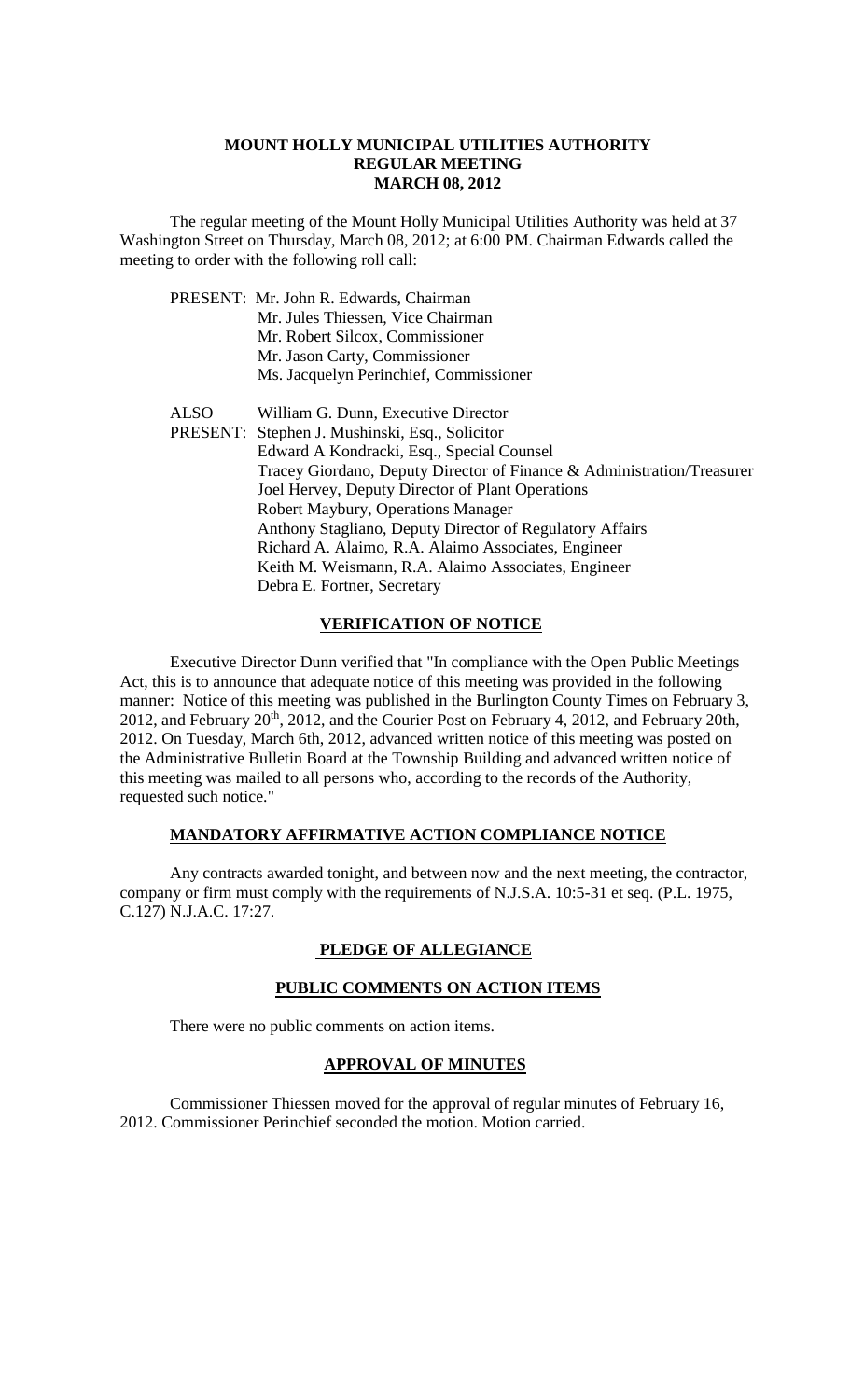**MOUNT HOLLY MUNICIPAL UTILITIES AUTHORITY**
**REGULAR MEETING**
**MARCH 08, 2012**

The regular meeting of the Mount Holly Municipal Utilities Authority was held at 37 Washington Street on Thursday, March 08, 2012; at 6:00 PM. Chairman Edwards called the meeting to order with the following roll call:

PRESENT: Mr. John R. Edwards, Chairman
Mr. Jules Thiessen, Vice Chairman
Mr. Robert Silcox, Commissioner
Mr. Jason Carty, Commissioner
Ms. Jacquelyn Perinchief, Commissioner

ALSO PRESENT: William G. Dunn, Executive Director
Stephen J. Mushinski, Esq., Solicitor
Edward A Kondracki, Esq., Special Counsel
Tracey Giordano, Deputy Director of Finance & Administration/Treasurer
Joel Hervey, Deputy Director of Plant Operations
Robert Maybury, Operations Manager
Anthony Stagliano, Deputy Director of Regulatory Affairs
Richard A. Alaimo, R.A. Alaimo Associates, Engineer
Keith M. Weismann, R.A. Alaimo Associates, Engineer
Debra E. Fortner, Secretary

**VERIFICATION OF NOTICE**

Executive Director Dunn verified that "In compliance with the Open Public Meetings Act, this is to announce that adequate notice of this meeting was provided in the following manner: Notice of this meeting was published in the Burlington County Times on February 3, 2012, and February 20th, 2012, and the Courier Post on February 4, 2012, and February 20th, 2012. On Tuesday, March 6th, 2012, advanced written notice of this meeting was posted on the Administrative Bulletin Board at the Township Building and advanced written notice of this meeting was mailed to all persons who, according to the records of the Authority, requested such notice."

**MANDATORY AFFIRMATIVE ACTION COMPLIANCE NOTICE**

Any contracts awarded tonight, and between now and the next meeting, the contractor, company or firm must comply with the requirements of N.J.S.A. 10:5-31 et seq. (P.L. 1975, C.127) N.J.A.C. 17:27.

**PLEDGE OF ALLEGIANCE**

**PUBLIC COMMENTS ON ACTION ITEMS**

There were no public comments on action items.

**APPROVAL OF MINUTES**

Commissioner Thiessen moved for the approval of regular minutes of February 16, 2012. Commissioner Perinchief seconded the motion. Motion carried.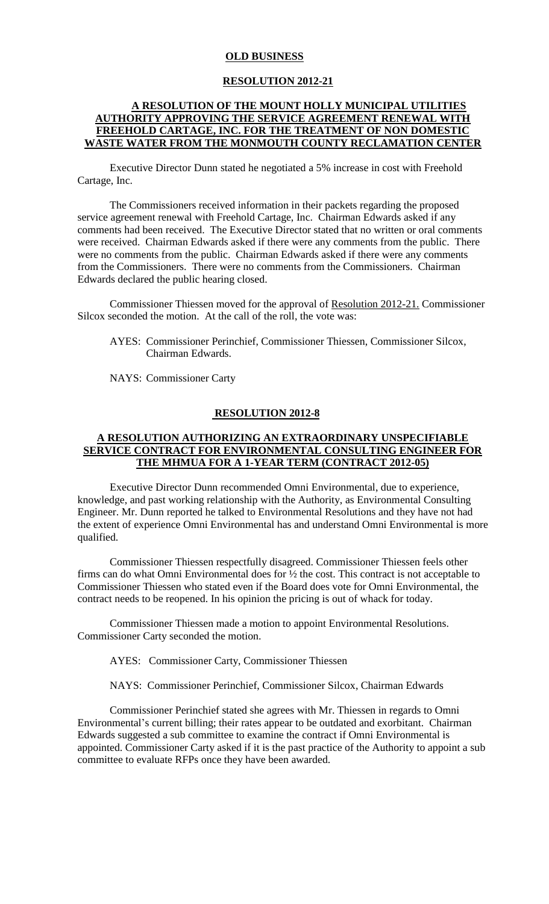## OLD BUSINESS

### RESOLUTION 2012-21

### A RESOLUTION OF THE MOUNT HOLLY MUNICIPAL UTILITIES AUTHORITY APPROVING THE SERVICE AGREEMENT RENEWAL WITH FREEHOLD CARTAGE, INC. FOR THE TREATMENT OF NON DOMESTIC WASTE WATER FROM THE MONMOUTH COUNTY RECLAMATION CENTER

Executive Director Dunn stated he negotiated a 5% increase in cost with Freehold Cartage, Inc.

The Commissioners received information in their packets regarding the proposed service agreement renewal with Freehold Cartage, Inc. Chairman Edwards asked if any comments had been received. The Executive Director stated that no written or oral comments were received. Chairman Edwards asked if there were any comments from the public. There were no comments from the public. Chairman Edwards asked if there were any comments from the Commissioners. There were no comments from the Commissioners. Chairman Edwards declared the public hearing closed.

Commissioner Thiessen moved for the approval of Resolution 2012-21. Commissioner Silcox seconded the motion. At the call of the roll, the vote was:

AYES: Commissioner Perinchief, Commissioner Thiessen, Commissioner Silcox, Chairman Edwards.

NAYS: Commissioner Carty

### RESOLUTION 2012-8

### A RESOLUTION AUTHORIZING AN EXTRAORDINARY UNSPECIFIABLE SERVICE CONTRACT FOR ENVIRONMENTAL CONSULTING ENGINEER FOR THE MHMUA FOR A 1-YEAR TERM (CONTRACT 2012-05)

Executive Director Dunn recommended Omni Environmental, due to experience, knowledge, and past working relationship with the Authority, as Environmental Consulting Engineer. Mr. Dunn reported he talked to Environmental Resolutions and they have not had the extent of experience Omni Environmental has and understand Omni Environmental is more qualified.

Commissioner Thiessen respectfully disagreed. Commissioner Thiessen feels other firms can do what Omni Environmental does for ½ the cost. This contract is not acceptable to Commissioner Thiessen who stated even if the Board does vote for Omni Environmental, the contract needs to be reopened. In his opinion the pricing is out of whack for today.

Commissioner Thiessen made a motion to appoint Environmental Resolutions. Commissioner Carty seconded the motion.

AYES: Commissioner Carty, Commissioner Thiessen

NAYS: Commissioner Perinchief, Commissioner Silcox, Chairman Edwards

Commissioner Perinchief stated she agrees with Mr. Thiessen in regards to Omni Environmental's current billing; their rates appear to be outdated and exorbitant. Chairman Edwards suggested a sub committee to examine the contract if Omni Environmental is appointed. Commissioner Carty asked if it is the past practice of the Authority to appoint a sub committee to evaluate RFPs once they have been awarded.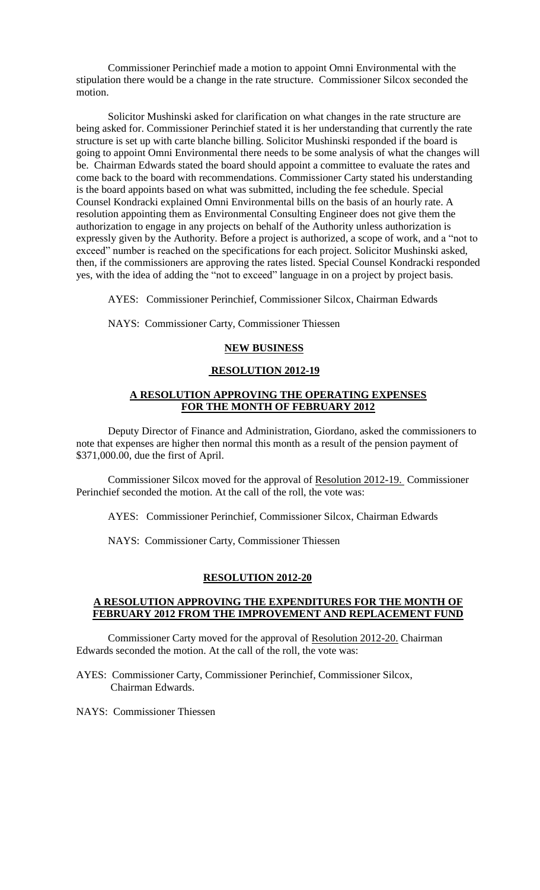Commissioner Perinchief made a motion to appoint Omni Environmental with the stipulation there would be a change in the rate structure. Commissioner Silcox seconded the motion.

Solicitor Mushinski asked for clarification on what changes in the rate structure are being asked for. Commissioner Perinchief stated it is her understanding that currently the rate structure is set up with carte blanche billing. Solicitor Mushinski responded if the board is going to appoint Omni Environmental there needs to be some analysis of what the changes will be. Chairman Edwards stated the board should appoint a committee to evaluate the rates and come back to the board with recommendations. Commissioner Carty stated his understanding is the board appoints based on what was submitted, including the fee schedule. Special Counsel Kondracki explained Omni Environmental bills on the basis of an hourly rate. A resolution appointing them as Environmental Consulting Engineer does not give them the authorization to engage in any projects on behalf of the Authority unless authorization is expressly given by the Authority. Before a project is authorized, a scope of work, and a "not to exceed" number is reached on the specifications for each project. Solicitor Mushinski asked, then, if the commissioners are approving the rates listed. Special Counsel Kondracki responded yes, with the idea of adding the "not to exceed" language in on a project by project basis.

AYES: Commissioner Perinchief, Commissioner Silcox, Chairman Edwards

NAYS: Commissioner Carty, Commissioner Thiessen

## **NEW BUSINESS**

### **RESOLUTION 2012-19**

### **A RESOLUTION APPROVING THE OPERATING EXPENSES FOR THE MONTH OF FEBRUARY 2012**

Deputy Director of Finance and Administration, Giordano, asked the commissioners to note that expenses are higher then normal this month as a result of the pension payment of \$371,000.00, due the first of April.

Commissioner Silcox moved for the approval of Resolution 2012-19. Commissioner Perinchief seconded the motion. At the call of the roll, the vote was:

AYES: Commissioner Perinchief, Commissioner Silcox, Chairman Edwards

NAYS: Commissioner Carty, Commissioner Thiessen

### **RESOLUTION 2012-20**

### **A RESOLUTION APPROVING THE EXPENDITURES FOR THE MONTH OF FEBRUARY 2012 FROM THE IMPROVEMENT AND REPLACEMENT FUND**

Commissioner Carty moved for the approval of Resolution 2012-20. Chairman Edwards seconded the motion. At the call of the roll, the vote was:

AYES: Commissioner Carty, Commissioner Perinchief, Commissioner Silcox, Chairman Edwards.

NAYS: Commissioner Thiessen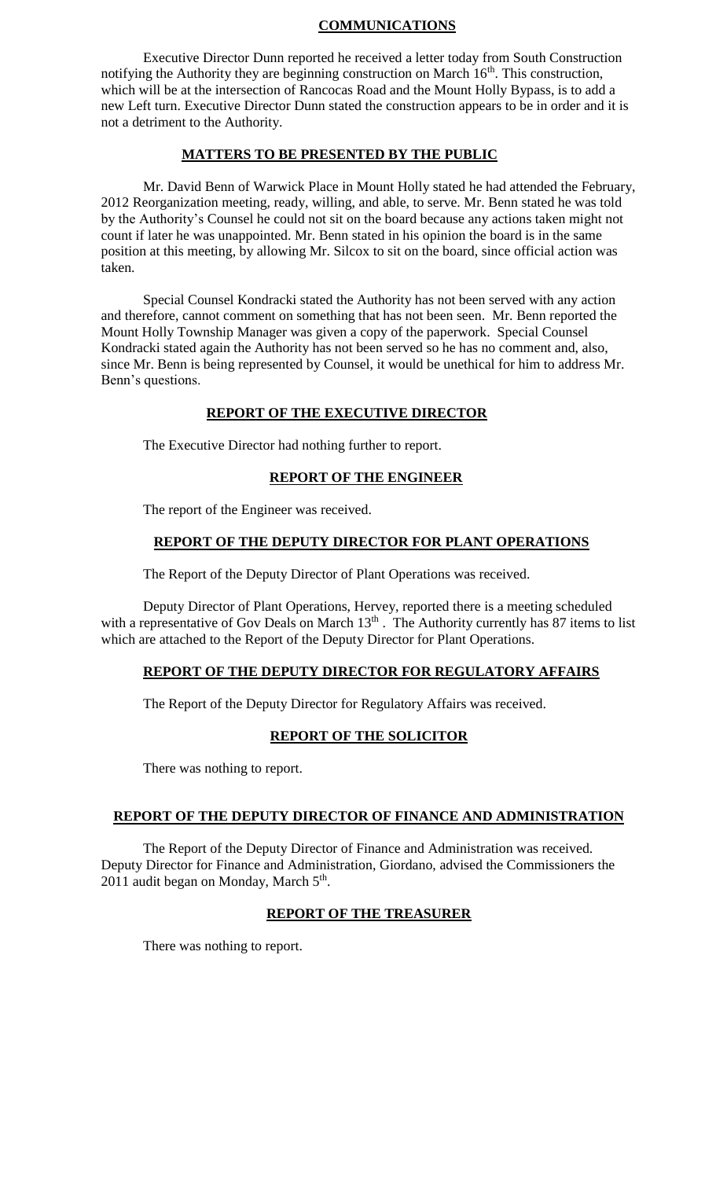## COMMUNICATIONS

Executive Director Dunn reported he received a letter today from South Construction notifying the Authority they are beginning construction on March 16th. This construction, which will be at the intersection of Rancocas Road and the Mount Holly Bypass, is to add a new Left turn. Executive Director Dunn stated the construction appears to be in order and it is not a detriment to the Authority.

## MATTERS TO BE PRESENTED BY THE PUBLIC

Mr. David Benn of Warwick Place in Mount Holly stated he had attended the February, 2012 Reorganization meeting, ready, willing, and able, to serve. Mr. Benn stated he was told by the Authority's Counsel he could not sit on the board because any actions taken might not count if later he was unappointed. Mr. Benn stated in his opinion the board is in the same position at this meeting, by allowing Mr. Silcox to sit on the board, since official action was taken.

Special Counsel Kondracki stated the Authority has not been served with any action and therefore, cannot comment on something that has not been seen. Mr. Benn reported the Mount Holly Township Manager was given a copy of the paperwork. Special Counsel Kondracki stated again the Authority has not been served so he has no comment and, also, since Mr. Benn is being represented by Counsel, it would be unethical for him to address Mr. Benn's questions.

## REPORT OF THE EXECUTIVE DIRECTOR

The Executive Director had nothing further to report.

## REPORT OF THE ENGINEER

The report of the Engineer was received.

## REPORT OF THE DEPUTY DIRECTOR FOR PLANT OPERATIONS

The Report of the Deputy Director of Plant Operations was received.

Deputy Director of Plant Operations, Hervey, reported there is a meeting scheduled with a representative of Gov Deals on March 13th. The Authority currently has 87 items to list which are attached to the Report of the Deputy Director for Plant Operations.

## REPORT OF THE DEPUTY DIRECTOR FOR REGULATORY AFFAIRS

The Report of the Deputy Director for Regulatory Affairs was received.

## REPORT OF THE SOLICITOR

There was nothing to report.

## REPORT OF THE DEPUTY DIRECTOR OF FINANCE AND ADMINISTRATION

The Report of the Deputy Director of Finance and Administration was received. Deputy Director for Finance and Administration, Giordano, advised the Commissioners the 2011 audit began on Monday, March 5th.

## REPORT OF THE TREASURER

There was nothing to report.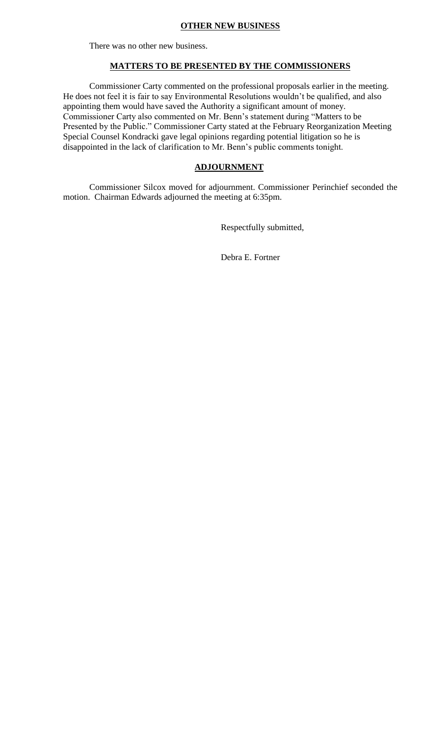## OTHER NEW BUSINESS

There was no other new business.

## MATTERS TO BE PRESENTED BY THE COMMISSIONERS

Commissioner Carty commented on the professional proposals earlier in the meeting. He does not feel it is fair to say Environmental Resolutions wouldn't be qualified, and also appointing them would have saved the Authority a significant amount of money. Commissioner Carty also commented on Mr. Benn's statement during "Matters to be Presented by the Public." Commissioner Carty stated at the February Reorganization Meeting Special Counsel Kondracki gave legal opinions regarding potential litigation so he is disappointed in the lack of clarification to Mr. Benn's public comments tonight.

## ADJOURNMENT

Commissioner Silcox moved for adjournment. Commissioner Perinchief seconded the motion. Chairman Edwards adjourned the meeting at 6:35pm.

Respectfully submitted,

Debra E. Fortner